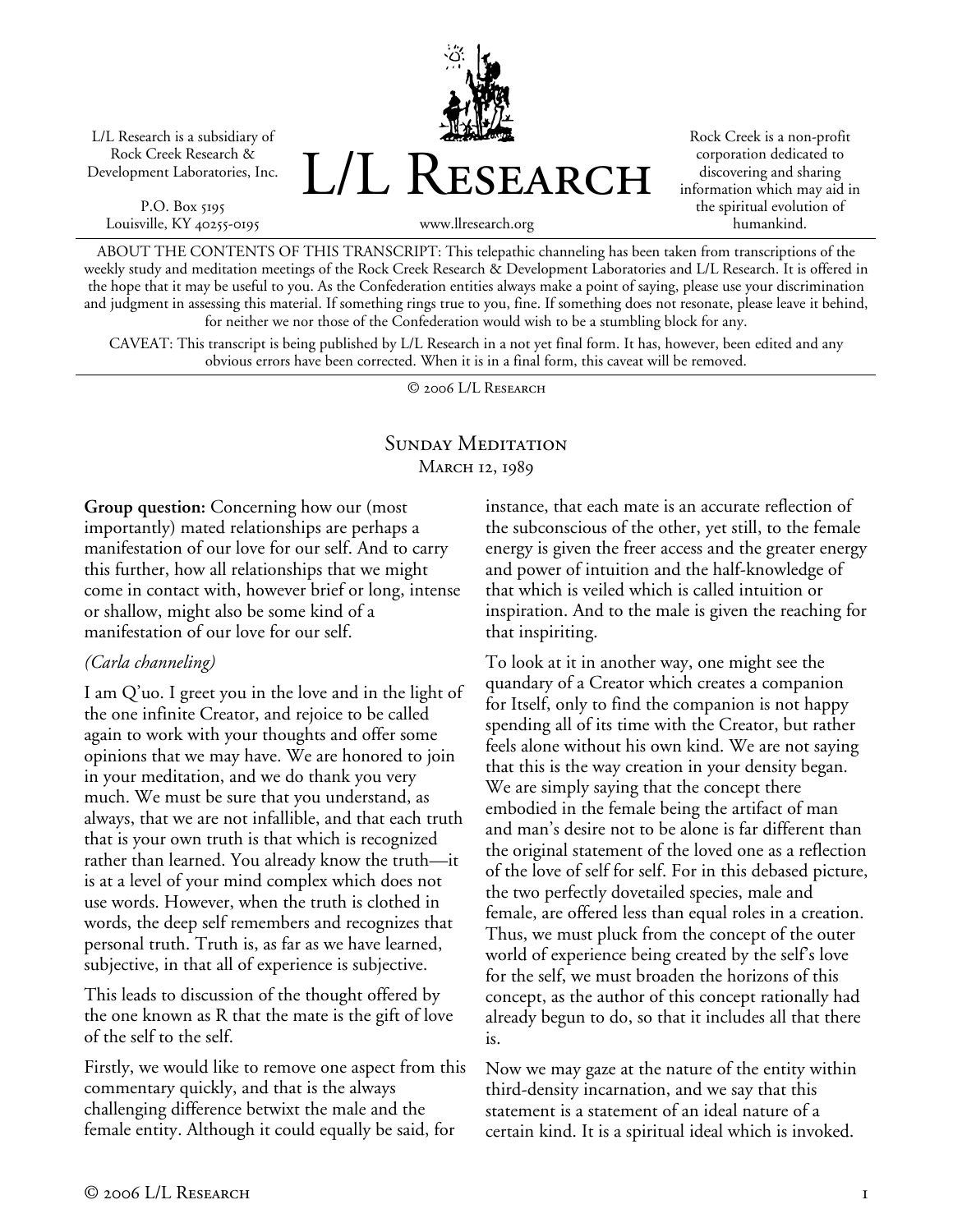L/L Research is a subsidiary of Rock Creek Research & Development Laboratories, Inc.

P.O. Box 5195
Louisville, KY 40255-0195

# L/L Research

www.llresearch.org

Rock Creek is a non-profit corporation dedicated to discovering and sharing information which may aid in the spiritual evolution of humankind.

ABOUT THE CONTENTS OF THIS TRANSCRIPT: This telepathic channeling has been taken from transcriptions of the weekly study and meditation meetings of the Rock Creek Research & Development Laboratories and L/L Research. It is offered in the hope that it may be useful to you. As the Confederation entities always make a point of saying, please use your discrimination and judgment in assessing this material. If something rings true to you, fine. If something does not resonate, please leave it behind, for neither we nor those of the Confederation would wish to be a stumbling block for any.

CAVEAT: This transcript is being published by L/L Research in a not yet final form. It has, however, been edited and any obvious errors have been corrected. When it is in a final form, this caveat will be removed.

© 2006 L/L Research

## Sunday Meditation
### March 12, 1989

**Group question:** Concerning how our (most importantly) mated relationships are perhaps a manifestation of our love for our self. And to carry this further, how all relationships that we might come in contact with, however brief or long, intense or shallow, might also be some kind of a manifestation of our love for our self.

*(Carla channeling)*

I am Q'uo. I greet you in the love and in the light of the one infinite Creator, and rejoice to be called again to work with your thoughts and offer some opinions that we may have. We are honored to join in your meditation, and we do thank you very much. We must be sure that you understand, as always, that we are not infallible, and that each truth that is your own truth is that which is recognized rather than learned. You already know the truth—it is at a level of your mind complex which does not use words. However, when the truth is clothed in words, the deep self remembers and recognizes that personal truth. Truth is, as far as we have learned, subjective, in that all of experience is subjective.

This leads to discussion of the thought offered by the one known as R that the mate is the gift of love of the self to the self.

Firstly, we would like to remove one aspect from this commentary quickly, and that is the always challenging difference betwixt the male and the female entity. Although it could equally be said, for instance, that each mate is an accurate reflection of the subconscious of the other, yet still, to the female energy is given the freer access and the greater energy and power of intuition and the half-knowledge of that which is veiled which is called intuition or inspiration. And to the male is given the reaching for that inspiriting.

To look at it in another way, one might see the quandary of a Creator which creates a companion for Itself, only to find the companion is not happy spending all of its time with the Creator, but rather feels alone without his own kind. We are not saying that this is the way creation in your density began. We are simply saying that the concept there embodied in the female being the artifact of man and man's desire not to be alone is far different than the original statement of the loved one as a reflection of the love of self for self. For in this debased picture, the two perfectly dovetailed species, male and female, are offered less than equal roles in a creation. Thus, we must pluck from the concept of the outer world of experience being created by the self's love for the self, we must broaden the horizons of this concept, as the author of this concept rationally had already begun to do, so that it includes all that there is.

Now we may gaze at the nature of the entity within third-density incarnation, and we say that this statement is a statement of an ideal nature of a certain kind. It is a spiritual ideal which is invoked.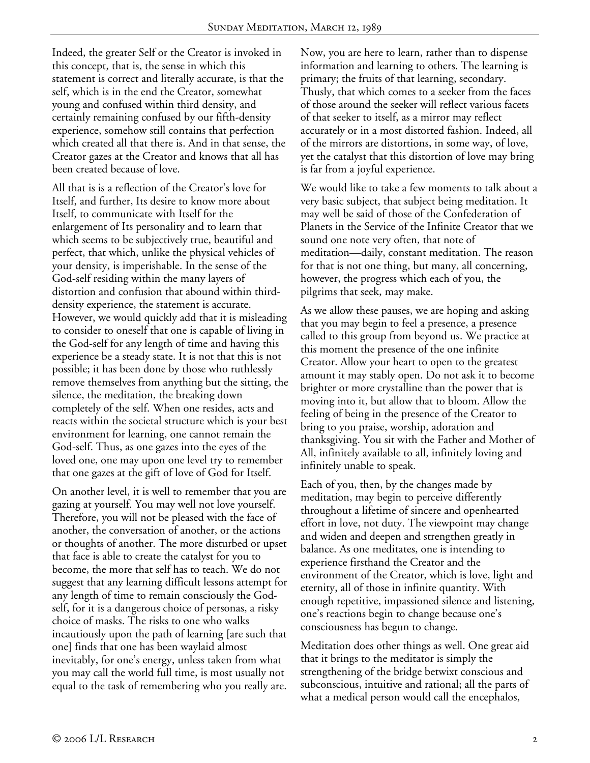Indeed, the greater Self or the Creator is invoked in this concept, that is, the sense in which this statement is correct and literally accurate, is that the self, which is in the end the Creator, somewhat young and confused within third density, and certainly remaining confused by our fifth-density experience, somehow still contains that perfection which created all that there is. And in that sense, the Creator gazes at the Creator and knows that all has been created because of love.

All that is is a reflection of the Creator's love for Itself, and further, Its desire to know more about Itself, to communicate with Itself for the enlargement of Its personality and to learn that which seems to be subjectively true, beautiful and perfect, that which, unlike the physical vehicles of your density, is imperishable. In the sense of the God-self residing within the many layers of distortion and confusion that abound within third-density experience, the statement is accurate. However, we would quickly add that it is misleading to consider to oneself that one is capable of living in the God-self for any length of time and having this experience be a steady state. It is not that this is not possible; it has been done by those who ruthlessly remove themselves from anything but the sitting, the silence, the meditation, the breaking down completely of the self. When one resides, acts and reacts within the societal structure which is your best environment for learning, one cannot remain the God-self. Thus, as one gazes into the eyes of the loved one, one may upon one level try to remember that one gazes at the gift of love of God for Itself.

On another level, it is well to remember that you are gazing at yourself. You may well not love yourself. Therefore, you will not be pleased with the face of another, the conversation of another, or the actions or thoughts of another. The more disturbed or upset that face is able to create the catalyst for you to become, the more that self has to teach. We do not suggest that any learning difficult lessons attempt for any length of time to remain consciously the God-self, for it is a dangerous choice of personas, a risky choice of masks. The risks to one who walks incautiously upon the path of learning [are such that one] finds that one has been waylaid almost inevitably, for one's energy, unless taken from what you may call the world full time, is most usually not equal to the task of remembering who you really are.

Now, you are here to learn, rather than to dispense information and learning to others. The learning is primary; the fruits of that learning, secondary. Thusly, that which comes to a seeker from the faces of those around the seeker will reflect various facets of that seeker to itself, as a mirror may reflect accurately or in a most distorted fashion. Indeed, all of the mirrors are distortions, in some way, of love, yet the catalyst that this distortion of love may bring is far from a joyful experience.

We would like to take a few moments to talk about a very basic subject, that subject being meditation. It may well be said of those of the Confederation of Planets in the Service of the Infinite Creator that we sound one note very often, that note of meditation—daily, constant meditation. The reason for that is not one thing, but many, all concerning, however, the progress which each of you, the pilgrims that seek, may make.

As we allow these pauses, we are hoping and asking that you may begin to feel a presence, a presence called to this group from beyond us. We practice at this moment the presence of the one infinite Creator. Allow your heart to open to the greatest amount it may stably open. Do not ask it to become brighter or more crystalline than the power that is moving into it, but allow that to bloom. Allow the feeling of being in the presence of the Creator to bring to you praise, worship, adoration and thanksgiving. You sit with the Father and Mother of All, infinitely available to all, infinitely loving and infinitely unable to speak.

Each of you, then, by the changes made by meditation, may begin to perceive differently throughout a lifetime of sincere and openhearted effort in love, not duty. The viewpoint may change and widen and deepen and strengthen greatly in balance. As one meditates, one is intending to experience firsthand the Creator and the environment of the Creator, which is love, light and eternity, all of those in infinite quantity. With enough repetitive, impassioned silence and listening, one's reactions begin to change because one's consciousness has begun to change.

Meditation does other things as well. One great aid that it brings to the meditator is simply the strengthening of the bridge betwixt conscious and subconscious, intuitive and rational; all the parts of what a medical person would call the encephalos,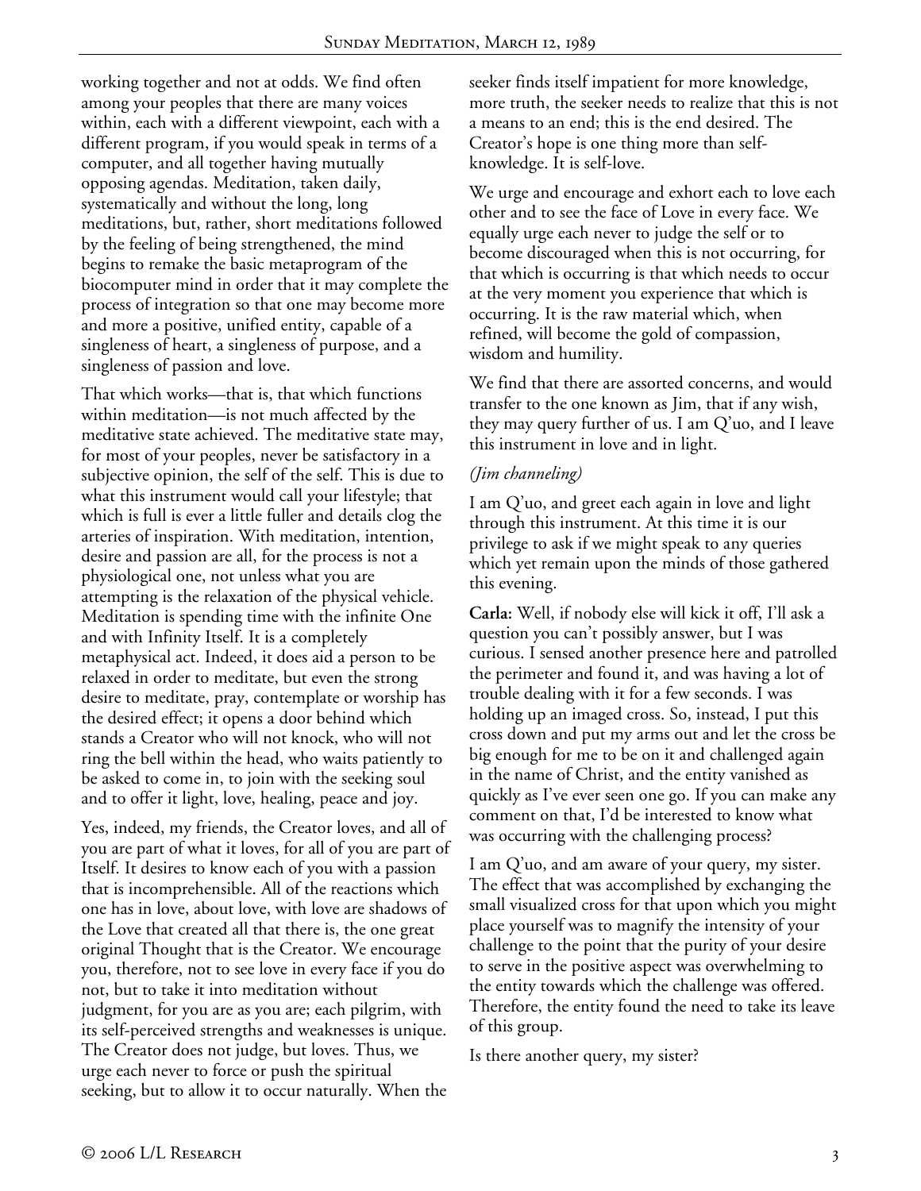working together and not at odds. We find often among your peoples that there are many voices within, each with a different viewpoint, each with a different program, if you would speak in terms of a computer, and all together having mutually opposing agendas. Meditation, taken daily, systematically and without the long, long meditations, but, rather, short meditations followed by the feeling of being strengthened, the mind begins to remake the basic metaprogram of the biocomputer mind in order that it may complete the process of integration so that one may become more and more a positive, unified entity, capable of a singleness of heart, a singleness of purpose, and a singleness of passion and love.

That which works—that is, that which functions within meditation—is not much affected by the meditative state achieved. The meditative state may, for most of your peoples, never be satisfactory in a subjective opinion, the self of the self. This is due to what this instrument would call your lifestyle; that which is full is ever a little fuller and details clog the arteries of inspiration. With meditation, intention, desire and passion are all, for the process is not a physiological one, not unless what you are attempting is the relaxation of the physical vehicle. Meditation is spending time with the infinite One and with Infinity Itself. It is a completely metaphysical act. Indeed, it does aid a person to be relaxed in order to meditate, but even the strong desire to meditate, pray, contemplate or worship has the desired effect; it opens a door behind which stands a Creator who will not knock, who will not ring the bell within the head, who waits patiently to be asked to come in, to join with the seeking soul and to offer it light, love, healing, peace and joy.

Yes, indeed, my friends, the Creator loves, and all of you are part of what it loves, for all of you are part of Itself. It desires to know each of you with a passion that is incomprehensible. All of the reactions which one has in love, about love, with love are shadows of the Love that created all that there is, the one great original Thought that is the Creator. We encourage you, therefore, not to see love in every face if you do not, but to take it into meditation without judgment, for you are as you are; each pilgrim, with its self-perceived strengths and weaknesses is unique. The Creator does not judge, but loves. Thus, we urge each never to force or push the spiritual seeking, but to allow it to occur naturally. When the seeker finds itself impatient for more knowledge, more truth, the seeker needs to realize that this is not a means to an end; this is the end desired. The Creator's hope is one thing more than self-knowledge. It is self-love.

We urge and encourage and exhort each to love each other and to see the face of Love in every face. We equally urge each never to judge the self or to become discouraged when this is not occurring, for that which is occurring is that which needs to occur at the very moment you experience that which is occurring. It is the raw material which, when refined, will become the gold of compassion, wisdom and humility.

We find that there are assorted concerns, and would transfer to the one known as Jim, that if any wish, they may query further of us. I am Q'uo, and I leave this instrument in love and in light.

*(Jim channeling)*

I am Q'uo, and greet each again in love and light through this instrument. At this time it is our privilege to ask if we might speak to any queries which yet remain upon the minds of those gathered this evening.

**Carla:** Well, if nobody else will kick it off, I'll ask a question you can't possibly answer, but I was curious. I sensed another presence here and patrolled the perimeter and found it, and was having a lot of trouble dealing with it for a few seconds. I was holding up an imaged cross. So, instead, I put this cross down and put my arms out and let the cross be big enough for me to be on it and challenged again in the name of Christ, and the entity vanished as quickly as I've ever seen one go. If you can make any comment on that, I'd be interested to know what was occurring with the challenging process?

I am Q'uo, and am aware of your query, my sister. The effect that was accomplished by exchanging the small visualized cross for that upon which you might place yourself was to magnify the intensity of your challenge to the point that the purity of your desire to serve in the positive aspect was overwhelming to the entity towards which the challenge was offered. Therefore, the entity found the need to take its leave of this group.

Is there another query, my sister?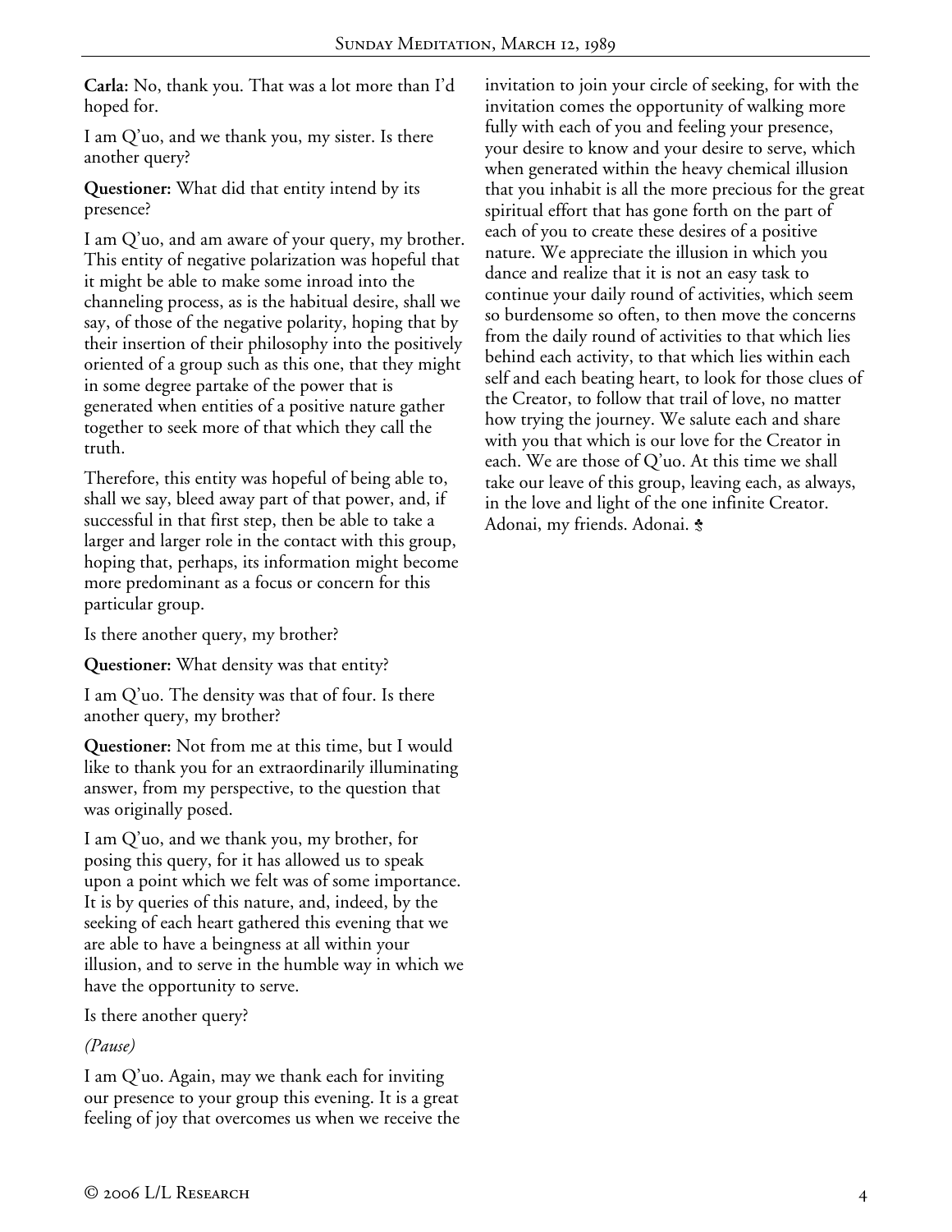**Carla:** No, thank you. That was a lot more than I'd hoped for.

I am Q'uo, and we thank you, my sister. Is there another query?

**Questioner:** What did that entity intend by its presence?

I am Q'uo, and am aware of your query, my brother. This entity of negative polarization was hopeful that it might be able to make some inroad into the channeling process, as is the habitual desire, shall we say, of those of the negative polarity, hoping that by their insertion of their philosophy into the positively oriented of a group such as this one, that they might in some degree partake of the power that is generated when entities of a positive nature gather together to seek more of that which they call the truth.

Therefore, this entity was hopeful of being able to, shall we say, bleed away part of that power, and, if successful in that first step, then be able to take a larger and larger role in the contact with this group, hoping that, perhaps, its information might become more predominant as a focus or concern for this particular group.

Is there another query, my brother?

**Questioner:** What density was that entity?

I am Q'uo. The density was that of four. Is there another query, my brother?

**Questioner:** Not from me at this time, but I would like to thank you for an extraordinarily illuminating answer, from my perspective, to the question that was originally posed.

I am Q'uo, and we thank you, my brother, for posing this query, for it has allowed us to speak upon a point which we felt was of some importance. It is by queries of this nature, and, indeed, by the seeking of each heart gathered this evening that we are able to have a beingness at all within your illusion, and to serve in the humble way in which we have the opportunity to serve.

Is there another query?

*(Pause)*

I am Q'uo. Again, may we thank each for inviting our presence to your group this evening. It is a great feeling of joy that overcomes us when we receive the invitation to join your circle of seeking, for with the invitation comes the opportunity of walking more fully with each of you and feeling your presence, your desire to know and your desire to serve, which when generated within the heavy chemical illusion that you inhabit is all the more precious for the great spiritual effort that has gone forth on the part of each of you to create these desires of a positive nature. We appreciate the illusion in which you dance and realize that it is not an easy task to continue your daily round of activities, which seem so burdensome so often, to then move the concerns from the daily round of activities to that which lies behind each activity, to that which lies within each self and each beating heart, to look for those clues of the Creator, to follow that trail of love, no matter how trying the journey. We salute each and share with you that which is our love for the Creator in each. We are those of Q'uo. At this time we shall take our leave of this group, leaving each, as always, in the love and light of the one infinite Creator. Adonai, my friends. Adonai. ♰

© 2006 L/L Research